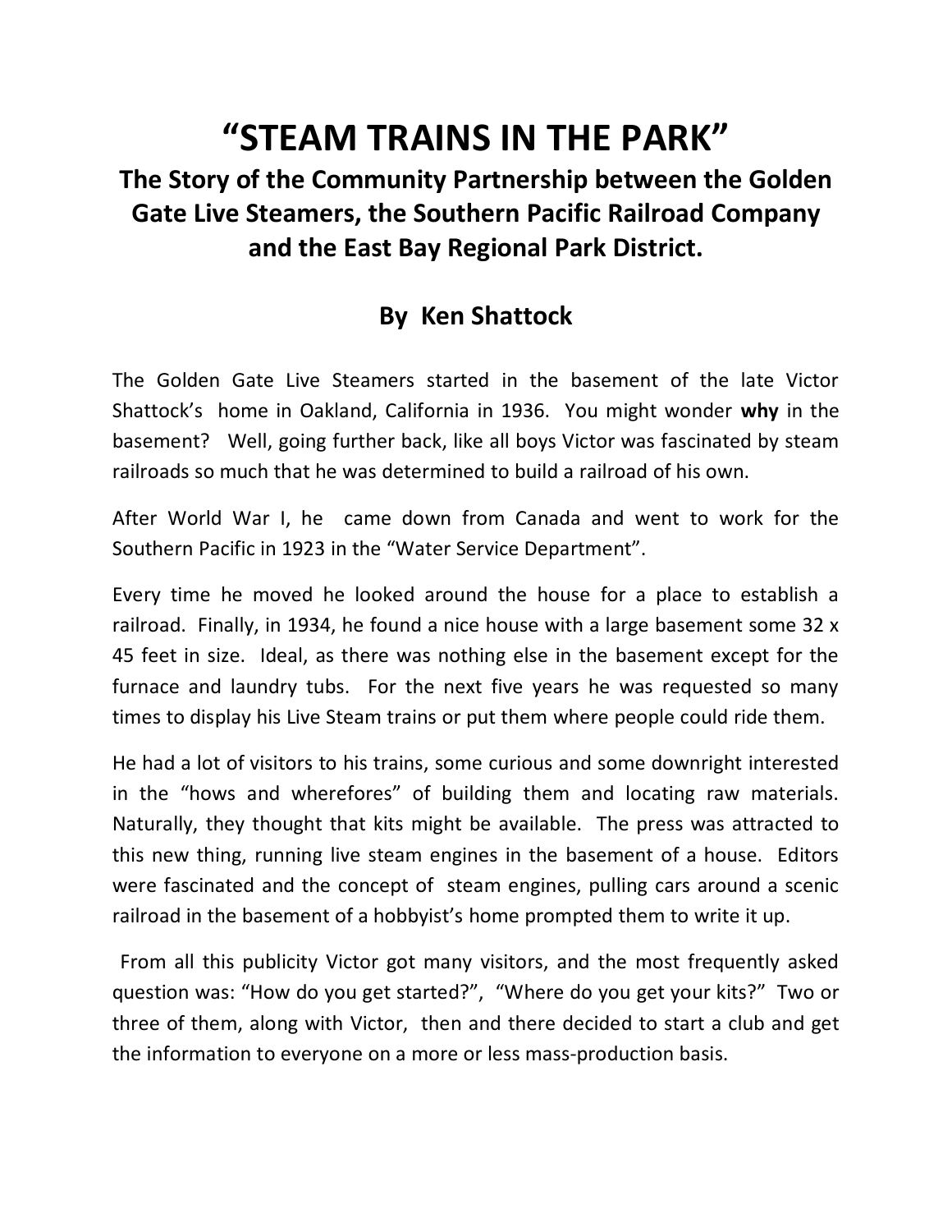# "STEAM TRAINS IN THE PARK"

## The Story of the Community Partnership between the Golden Gate Live Steamers, the Southern Pacific Railroad Company and the East Bay Regional Park District.

### By Ken Shattock

The Golden Gate Live Steamers started in the basement of the late Victor Shattock's home in Oakland, California in 1936. You might wonder **why** in the basement? Well, going further back, like all boys Victor was fascinated by steam railroads so much that he was determined to build a railroad of his own.

After World War I, he came down from Canada and went to work for the Southern Pacific in 1923 in the "Water Service Department".

Every time he moved he looked around the house for a place to establish a railroad. Finally, in 1934, he found a nice house with a large basement some 32 x 45 feet in size. Ideal, as there was nothing else in the basement except for the furnace and laundry tubs. For the next five years he was requested so many times to display his Live Steam trains or put them where people could ride them.

He had a lot of visitors to his trains, some curious and some downright interested in the "hows and wherefores" of building them and locating raw materials. Naturally, they thought that kits might be available. The press was attracted to this new thing, running live steam engines in the basement of a house. Editors were fascinated and the concept of steam engines, pulling cars around a scenic railroad in the basement of a hobbyist's home prompted them to write it up.

From all this publicity Victor got many visitors, and the most frequently asked question was: "How do you get started?", "Where do you get your kits?" Two or three of them, along with Victor, then and there decided to start a club and get the information to everyone on a more or less mass-production basis.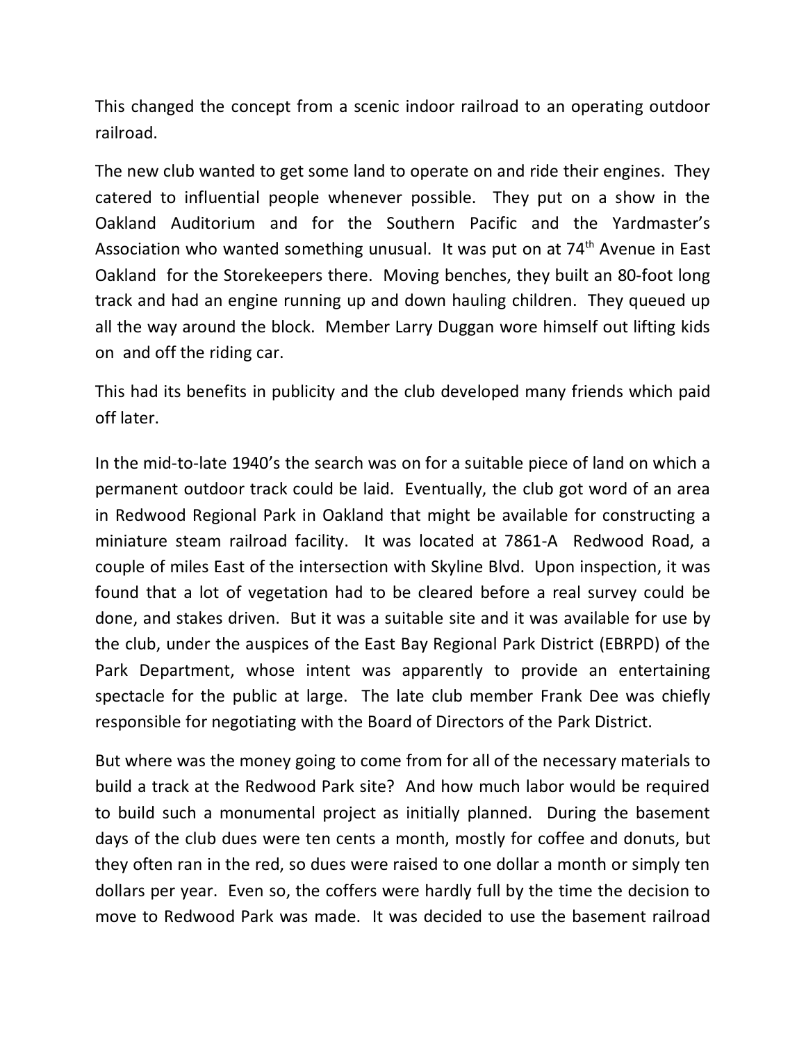This changed the concept from a scenic indoor railroad to an operating outdoor railroad.

The new club wanted to get some land to operate on and ride their engines. They catered to influential people whenever possible. They put on a show in the Oakland Auditorium and for the Southern Pacific and the Yardmaster's Association who wanted something unusual. It was put on at 74th Avenue in East Oakland for the Storekeepers there. Moving benches, they built an 80-foot long track and had an engine running up and down hauling children. They queued up all the way around the block. Member Larry Duggan wore himself out lifting kids on and off the riding car.

This had its benefits in publicity and the club developed many friends which paid off later.

In the mid-to-late 1940's the search was on for a suitable piece of land on which a permanent outdoor track could be laid. Eventually, the club got word of an area in Redwood Regional Park in Oakland that might be available for constructing a miniature steam railroad facility. It was located at 7861-A Redwood Road, a couple of miles East of the intersection with Skyline Blvd. Upon inspection, it was found that a lot of vegetation had to be cleared before a real survey could be done, and stakes driven. But it was a suitable site and it was available for use by the club, under the auspices of the East Bay Regional Park District (EBRPD) of the Park Department, whose intent was apparently to provide an entertaining spectacle for the public at large. The late club member Frank Dee was chiefly responsible for negotiating with the Board of Directors of the Park District.

But where was the money going to come from for all of the necessary materials to build a track at the Redwood Park site? And how much labor would be required to build such a monumental project as initially planned. During the basement days of the club dues were ten cents a month, mostly for coffee and donuts, but they often ran in the red, so dues were raised to one dollar a month or simply ten dollars per year. Even so, the coffers were hardly full by the time the decision to move to Redwood Park was made. It was decided to use the basement railroad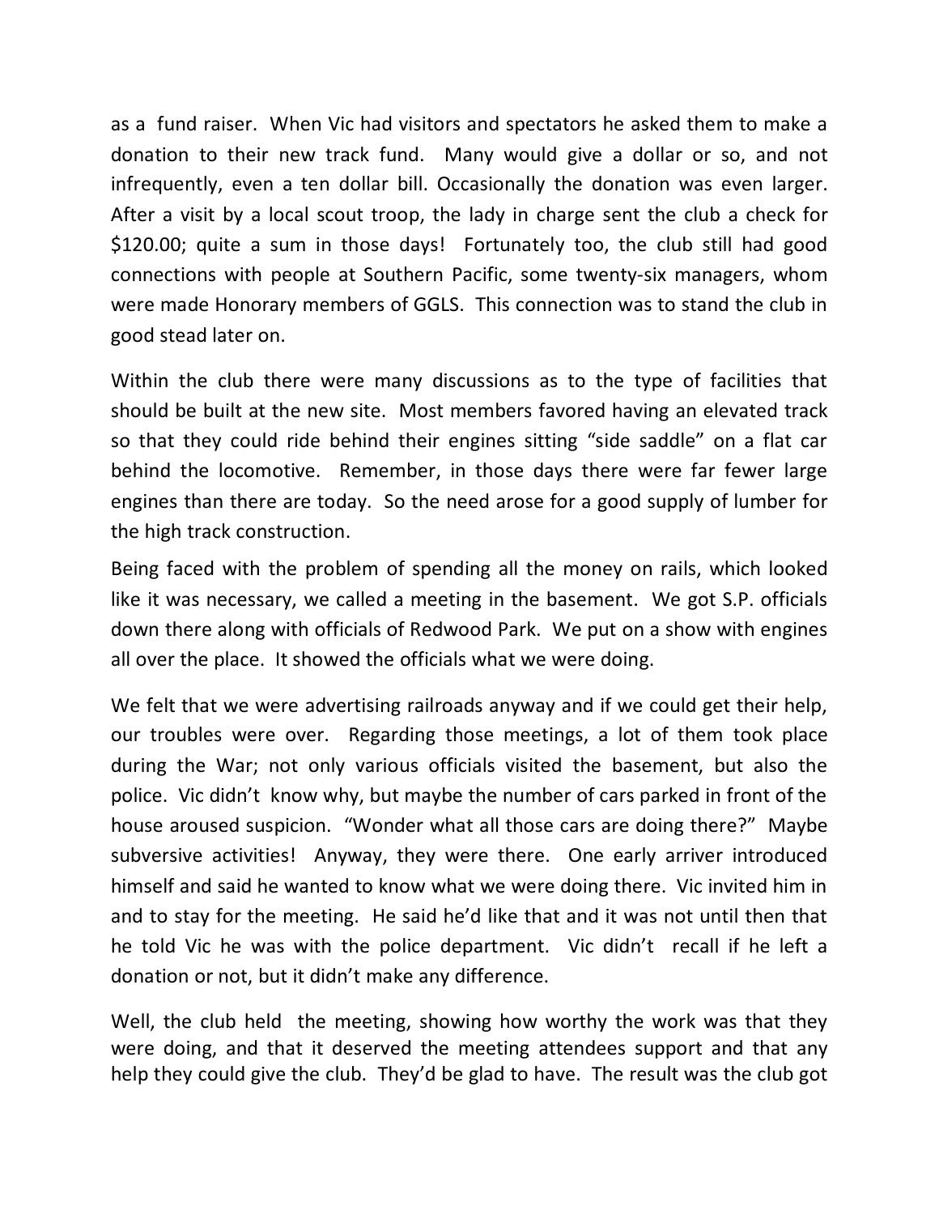as a fund raiser. When Vic had visitors and spectators he asked them to make a donation to their new track fund. Many would give a dollar or so, and not infrequently, even a ten dollar bill. Occasionally the donation was even larger. After a visit by a local scout troop, the lady in charge sent the club a check for $120.00; quite a sum in those days! Fortunately too, the club still had good connections with people at Southern Pacific, some twenty-six managers, whom were made Honorary members of GGLS. This connection was to stand the club in good stead later on.

Within the club there were many discussions as to the type of facilities that should be built at the new site. Most members favored having an elevated track so that they could ride behind their engines sitting "side saddle" on a flat car behind the locomotive. Remember, in those days there were far fewer large engines than there are today. So the need arose for a good supply of lumber for the high track construction.

Being faced with the problem of spending all the money on rails, which looked like it was necessary, we called a meeting in the basement. We got S.P. officials down there along with officials of Redwood Park. We put on a show with engines all over the place. It showed the officials what we were doing.

We felt that we were advertising railroads anyway and if we could get their help, our troubles were over. Regarding those meetings, a lot of them took place during the War; not only various officials visited the basement, but also the police. Vic didn't know why, but maybe the number of cars parked in front of the house aroused suspicion. "Wonder what all those cars are doing there?" Maybe subversive activities! Anyway, they were there. One early arriver introduced himself and said he wanted to know what we were doing there. Vic invited him in and to stay for the meeting. He said he'd like that and it was not until then that he told Vic he was with the police department. Vic didn't recall if he left a donation or not, but it didn't make any difference.

Well, the club held the meeting, showing how worthy the work was that they were doing, and that it deserved the meeting attendees support and that any help they could give the club. They'd be glad to have. The result was the club got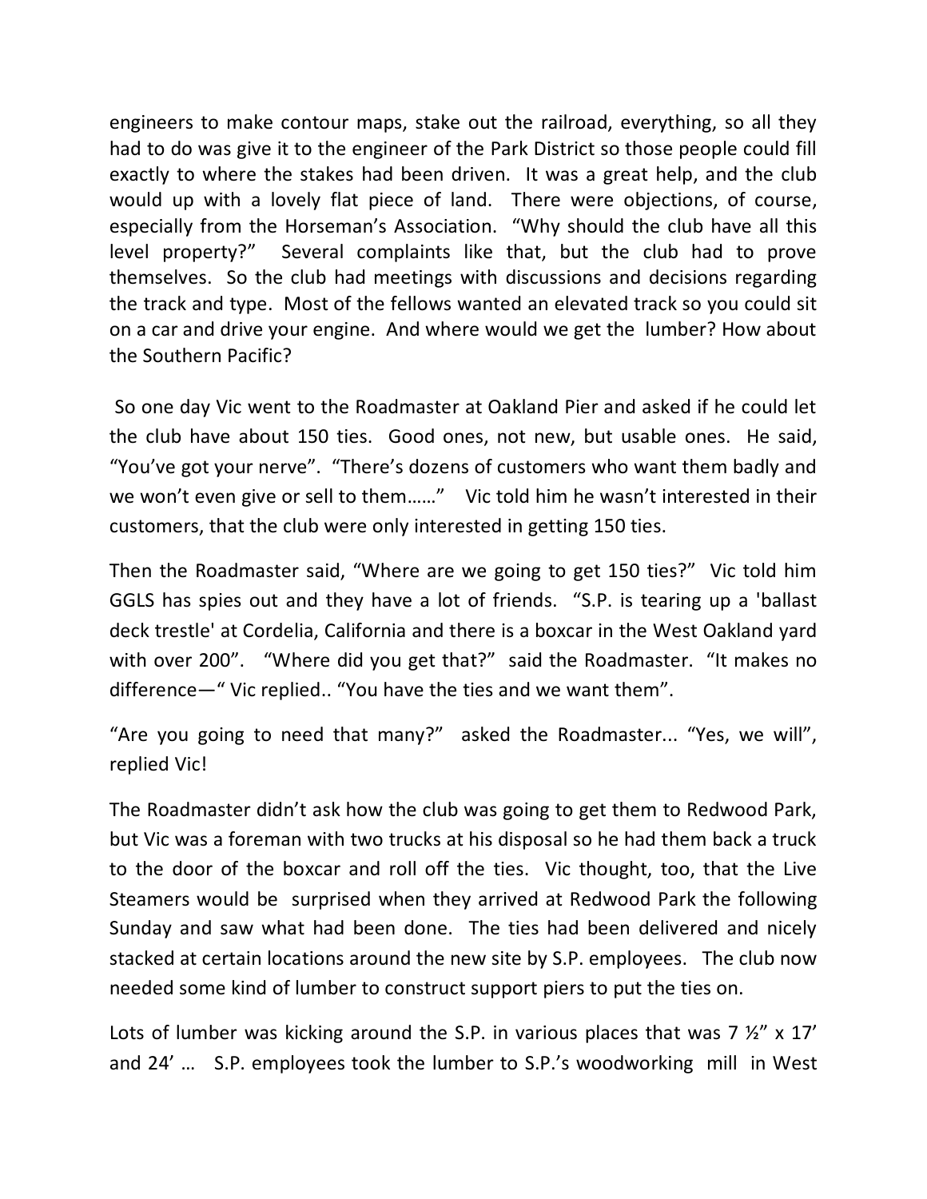engineers to make contour maps, stake out the railroad, everything, so all they had to do was give it to the engineer of the Park District so those people could fill exactly to where the stakes had been driven. It was a great help, and the club would up with a lovely flat piece of land. There were objections, of course, especially from the Horseman's Association. "Why should the club have all this level property?" Several complaints like that, but the club had to prove themselves. So the club had meetings with discussions and decisions regarding the track and type. Most of the fellows wanted an elevated track so you could sit on a car and drive your engine. And where would we get the lumber? How about the Southern Pacific?

So one day Vic went to the Roadmaster at Oakland Pier and asked if he could let the club have about 150 ties. Good ones, not new, but usable ones. He said, "You've got your nerve". "There's dozens of customers who want them badly and we won't even give or sell to them……" Vic told him he wasn't interested in their customers, that the club were only interested in getting 150 ties.

Then the Roadmaster said, "Where are we going to get 150 ties?" Vic told him GGLS has spies out and they have a lot of friends. "S.P. is tearing up a 'ballast deck trestle' at Cordelia, California and there is a boxcar in the West Oakland yard with over 200". "Where did you get that?" said the Roadmaster. "It makes no difference—" Vic replied.. "You have the ties and we want them".

"Are you going to need that many?" asked the Roadmaster... "Yes, we will", replied Vic!

The Roadmaster didn't ask how the club was going to get them to Redwood Park, but Vic was a foreman with two trucks at his disposal so he had them back a truck to the door of the boxcar and roll off the ties. Vic thought, too, that the Live Steamers would be surprised when they arrived at Redwood Park the following Sunday and saw what had been done. The ties had been delivered and nicely stacked at certain locations around the new site by S.P. employees. The club now needed some kind of lumber to construct support piers to put the ties on.

Lots of lumber was kicking around the S.P. in various places that was 7 ½" x 17' and 24' … S.P. employees took the lumber to S.P.'s woodworking mill in West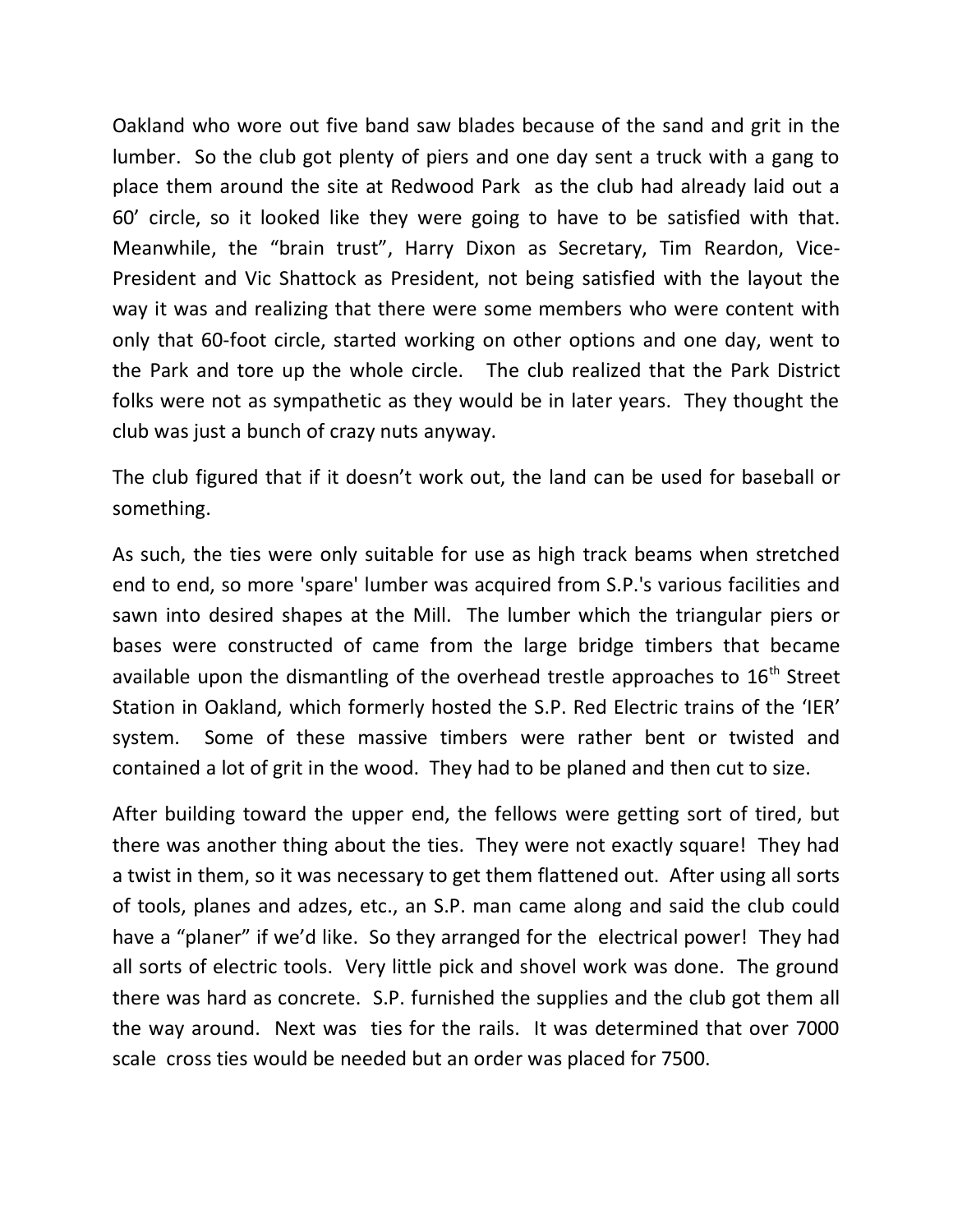Oakland who wore out five band saw blades because of the sand and grit in the lumber. So the club got plenty of piers and one day sent a truck with a gang to place them around the site at Redwood Park as the club had already laid out a 60' circle, so it looked like they were going to have to be satisfied with that. Meanwhile, the "brain trust", Harry Dixon as Secretary, Tim Reardon, Vice-President and Vic Shattock as President, not being satisfied with the layout the way it was and realizing that there were some members who were content with only that 60-foot circle, started working on other options and one day, went to the Park and tore up the whole circle. The club realized that the Park District folks were not as sympathetic as they would be in later years. They thought the club was just a bunch of crazy nuts anyway.

The club figured that if it doesn't work out, the land can be used for baseball or something.

As such, the ties were only suitable for use as high track beams when stretched end to end, so more 'spare' lumber was acquired from S.P.'s various facilities and sawn into desired shapes at the Mill. The lumber which the triangular piers or bases were constructed of came from the large bridge timbers that became available upon the dismantling of the overhead trestle approaches to 16th Street Station in Oakland, which formerly hosted the S.P. Red Electric trains of the 'IER' system. Some of these massive timbers were rather bent or twisted and contained a lot of grit in the wood. They had to be planed and then cut to size.

After building toward the upper end, the fellows were getting sort of tired, but there was another thing about the ties. They were not exactly square! They had a twist in them, so it was necessary to get them flattened out. After using all sorts of tools, planes and adzes, etc., an S.P. man came along and said the club could have a "planer" if we'd like. So they arranged for the electrical power! They had all sorts of electric tools. Very little pick and shovel work was done. The ground there was hard as concrete. S.P. furnished the supplies and the club got them all the way around. Next was ties for the rails. It was determined that over 7000 scale cross ties would be needed but an order was placed for 7500.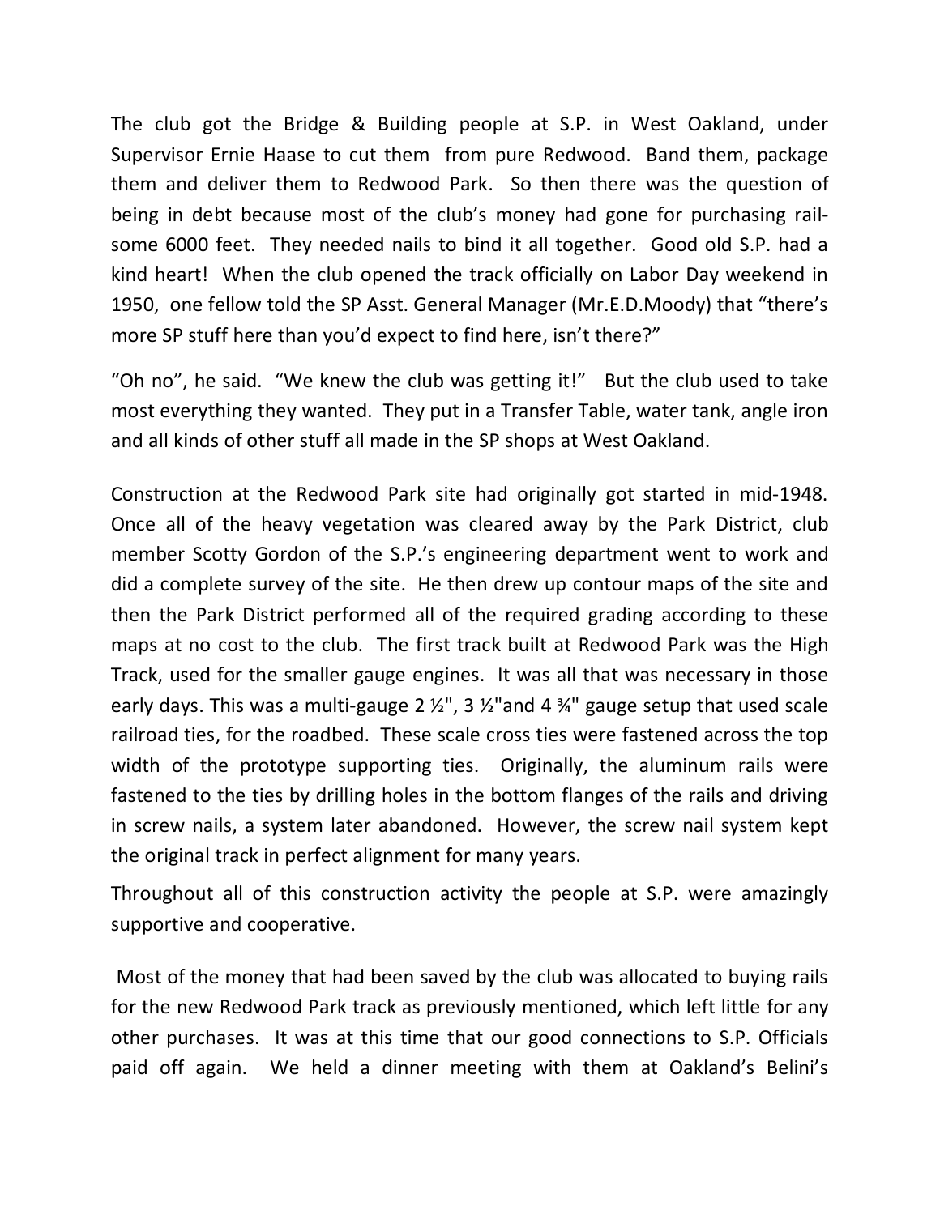The club got the Bridge & Building people at S.P. in West Oakland, under Supervisor Ernie Haase to cut them from pure Redwood. Band them, package them and deliver them to Redwood Park. So then there was the question of being in debt because most of the club's money had gone for purchasing rail- some 6000 feet. They needed nails to bind it all together. Good old S.P. had a kind heart! When the club opened the track officially on Labor Day weekend in 1950, one fellow told the SP Asst. General Manager (Mr.E.D.Moody) that "there's more SP stuff here than you'd expect to find here, isn't there?"

"Oh no", he said. "We knew the club was getting it!" But the club used to take most everything they wanted. They put in a Transfer Table, water tank, angle iron and all kinds of other stuff all made in the SP shops at West Oakland.

Construction at the Redwood Park site had originally got started in mid-1948. Once all of the heavy vegetation was cleared away by the Park District, club member Scotty Gordon of the S.P.'s engineering department went to work and did a complete survey of the site. He then drew up contour maps of the site and then the Park District performed all of the required grading according to these maps at no cost to the club. The first track built at Redwood Park was the High Track, used for the smaller gauge engines. It was all that was necessary in those early days. This was a multi-gauge 2 ½", 3 ½"and 4 ¾" gauge setup that used scale railroad ties, for the roadbed. These scale cross ties were fastened across the top width of the prototype supporting ties. Originally, the aluminum rails were fastened to the ties by drilling holes in the bottom flanges of the rails and driving in screw nails, a system later abandoned. However, the screw nail system kept the original track in perfect alignment for many years.

Throughout all of this construction activity the people at S.P. were amazingly supportive and cooperative.

Most of the money that had been saved by the club was allocated to buying rails for the new Redwood Park track as previously mentioned, which left little for any other purchases. It was at this time that our good connections to S.P. Officials paid off again. We held a dinner meeting with them at Oakland's Belini's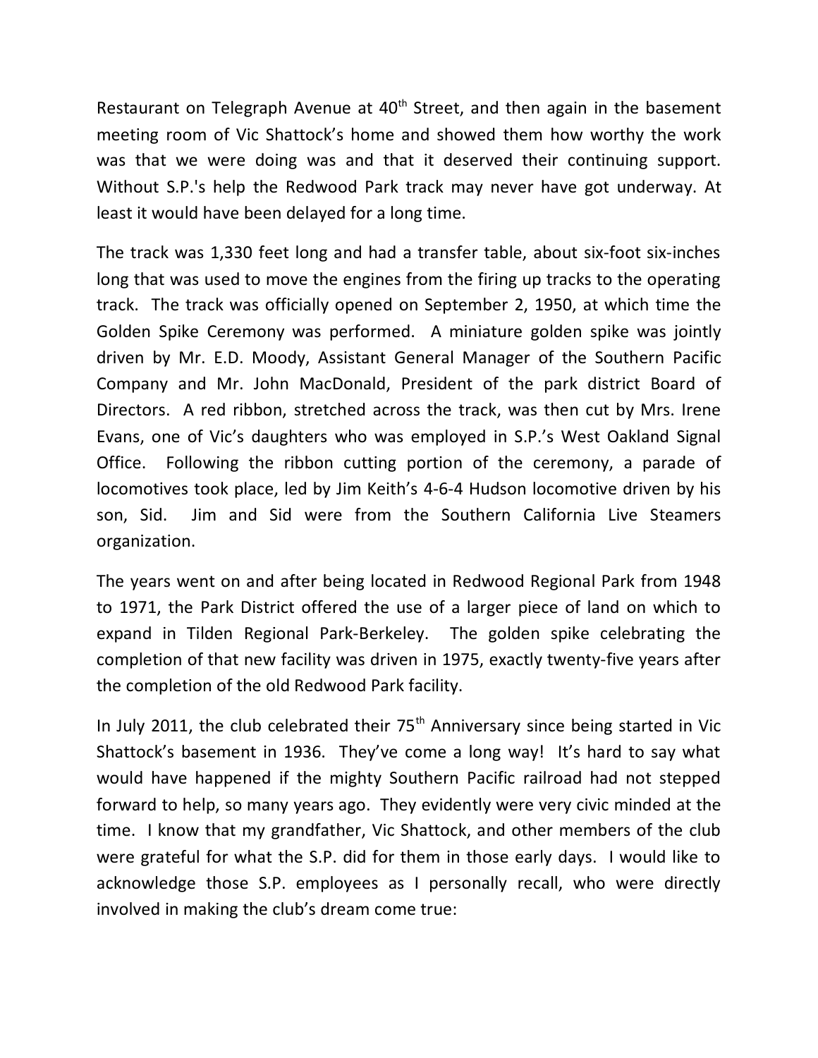Restaurant on Telegraph Avenue at 40th Street, and then again in the basement meeting room of Vic Shattock's home and showed them how worthy the work was that we were doing was and that it deserved their continuing support. Without S.P.'s help the Redwood Park track may never have got underway. At least it would have been delayed for a long time.

The track was 1,330 feet long and had a transfer table, about six-foot six-inches long that was used to move the engines from the firing up tracks to the operating track. The track was officially opened on September 2, 1950, at which time the Golden Spike Ceremony was performed. A miniature golden spike was jointly driven by Mr. E.D. Moody, Assistant General Manager of the Southern Pacific Company and Mr. John MacDonald, President of the park district Board of Directors. A red ribbon, stretched across the track, was then cut by Mrs. Irene Evans, one of Vic's daughters who was employed in S.P.'s West Oakland Signal Office. Following the ribbon cutting portion of the ceremony, a parade of locomotives took place, led by Jim Keith's 4-6-4 Hudson locomotive driven by his son, Sid. Jim and Sid were from the Southern California Live Steamers organization.

The years went on and after being located in Redwood Regional Park from 1948 to 1971, the Park District offered the use of a larger piece of land on which to expand in Tilden Regional Park-Berkeley. The golden spike celebrating the completion of that new facility was driven in 1975, exactly twenty-five years after the completion of the old Redwood Park facility.

In July 2011, the club celebrated their 75th Anniversary since being started in Vic Shattock's basement in 1936. They've come a long way! It's hard to say what would have happened if the mighty Southern Pacific railroad had not stepped forward to help, so many years ago. They evidently were very civic minded at the time. I know that my grandfather, Vic Shattock, and other members of the club were grateful for what the S.P. did for them in those early days. I would like to acknowledge those S.P. employees as I personally recall, who were directly involved in making the club's dream come true: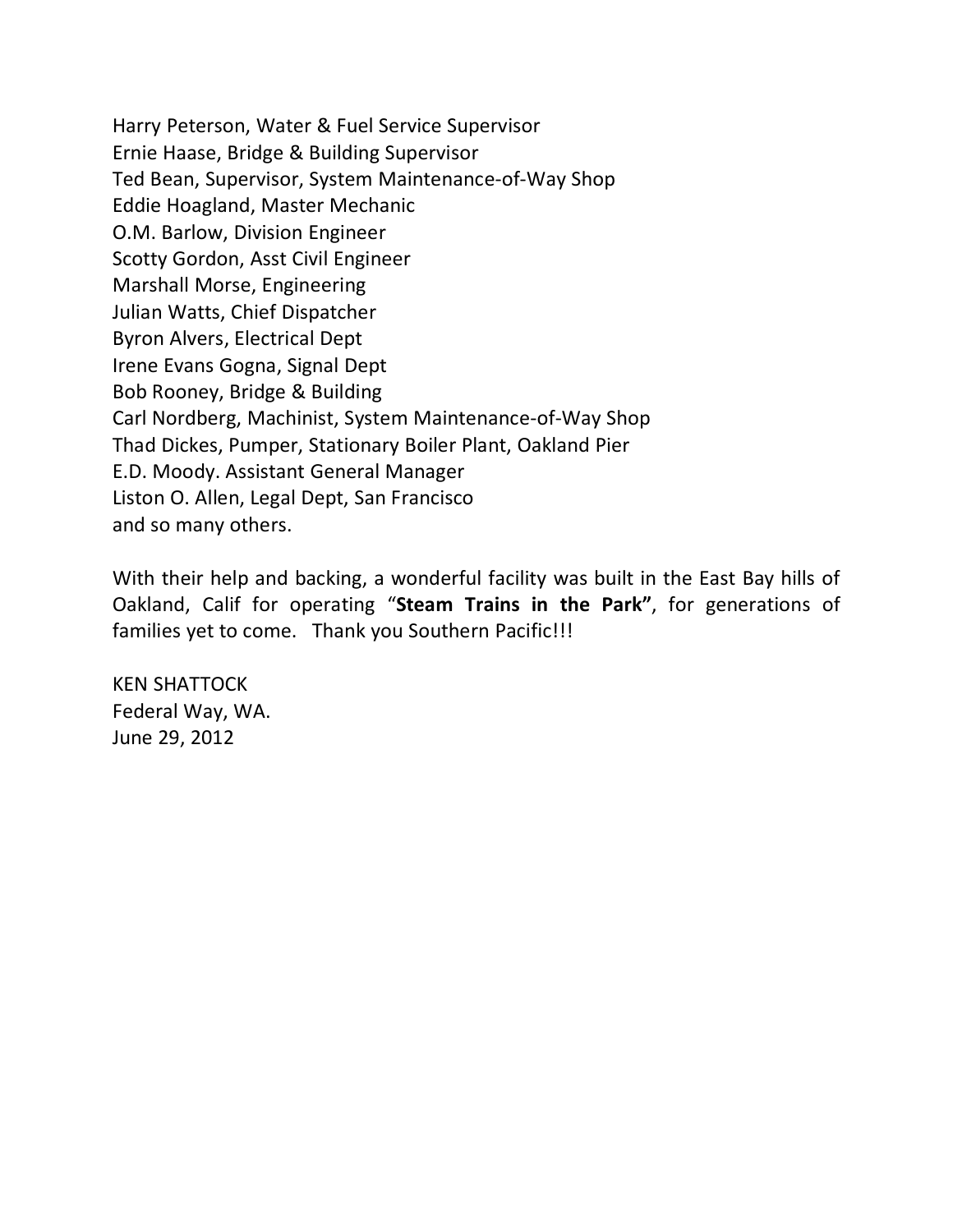Harry Peterson, Water & Fuel Service Supervisor
Ernie Haase, Bridge & Building Supervisor
Ted Bean, Supervisor, System Maintenance-of-Way Shop
Eddie Hoagland, Master Mechanic
O.M. Barlow, Division Engineer
Scotty Gordon, Asst Civil Engineer
Marshall Morse, Engineering
Julian Watts, Chief Dispatcher
Byron Alvers, Electrical Dept
Irene Evans Gogna, Signal Dept
Bob Rooney, Bridge & Building
Carl Nordberg, Machinist, System Maintenance-of-Way Shop
Thad Dickes, Pumper, Stationary Boiler Plant, Oakland Pier
E.D. Moody. Assistant General Manager
Liston O. Allen, Legal Dept, San Francisco
and so many others.

With their help and backing, a wonderful facility was built in the East Bay hills of Oakland, Calif for operating "**Steam Trains in the Park"**, for generations of families yet to come. Thank you Southern Pacific!!!

KEN SHATTOCK
Federal Way, WA.
June 29, 2012